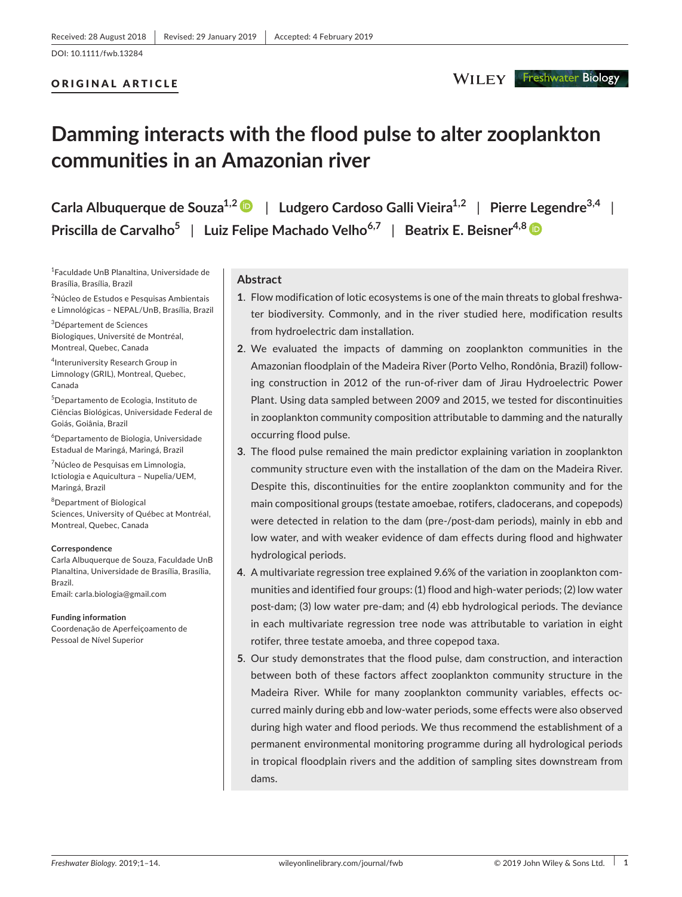Received: 28 August 2018 | Revised: 29 January 2019 | Accepted: 4 February 2019

DOI: 10.1111/fwb.13284

ORIGINAL ARTICLE

# Damming interacts with the flood pulse to alter zooplankton communities in an Amazonian river

**Carla Albuquerque de Souza**[1,2] | **Ludgero Cardoso Galli Vieira**[1,2] | **Pierre Legendre**[3,4] | **Priscilla de Carvalho**[5] | **Luiz Felipe Machado Velho**[6,7] | **Beatrix E. Beisner**[4,8]

[1]Faculdade UnB Planaltina, Universidade de Brasília, Brasília, Brazil

[2]Núcleo de Estudos e Pesquisas Ambientais e Limnológicas – NEPAL/UnB, Brasília, Brazil

[3]Département de Sciences Biologiques, Université de Montréal, Montreal, Quebec, Canada

[4]Interuniversity Research Group in Limnology (GRIL), Montreal, Quebec, Canada

[5]Departamento de Ecologia, Instituto de Ciências Biológicas, Universidade Federal de Goiás, Goiânia, Brazil

[6]Departamento de Biologia, Universidade Estadual de Maringá, Maringá, Brazil

[7]Núcleo de Pesquisas em Limnologia, Ictiologia e Aquicultura – Nupelia/UEM, Maringá, Brazil

[8]Department of Biological Sciences, University of Québec at Montréal, Montreal, Quebec, Canada

**Correspondence**
Carla Albuquerque de Souza, Faculdade UnB Planaltina, Universidade de Brasília, Brasília, Brazil.
Email: carla.biologia@gmail.com

**Funding information**
Coordenação de Aperfeiçoamento de Pessoal de Nível Superior

## Abstract

1. Flow modification of lotic ecosystems is one of the main threats to global freshwater biodiversity. Commonly, and in the river studied here, modification results from hydroelectric dam installation.
2. We evaluated the impacts of damming on zooplankton communities in the Amazonian floodplain of the Madeira River (Porto Velho, Rondônia, Brazil) following construction in 2012 of the run-of-river dam of Jirau Hydroelectric Power Plant. Using data sampled between 2009 and 2015, we tested for discontinuities in zooplankton community composition attributable to damming and the naturally occurring flood pulse.
3. The flood pulse remained the main predictor explaining variation in zooplankton community structure even with the installation of the dam on the Madeira River. Despite this, discontinuities for the entire zooplankton community and for the main compositional groups (testate amoebae, rotifers, cladocerans, and copepods) were detected in relation to the dam (pre-/post-dam periods), mainly in ebb and low water, and with weaker evidence of dam effects during flood and highwater hydrological periods.
4. A multivariate regression tree explained 9.6% of the variation in zooplankton communities and identified four groups: (1) flood and high-water periods; (2) low water post-dam; (3) low water pre-dam; and (4) ebb hydrological periods. The deviance in each multivariate regression tree node was attributable to variation in eight rotifer, three testate amoeba, and three copepod taxa.
5. Our study demonstrates that the flood pulse, dam construction, and interaction between both of these factors affect zooplankton community structure in the Madeira River. While for many zooplankton community variables, effects occurred mainly during ebb and low-water periods, some effects were also observed during high water and flood periods. We thus recommend the establishment of a permanent environmental monitoring programme during all hydrological periods in tropical floodplain rivers and the addition of sampling sites downstream from dams.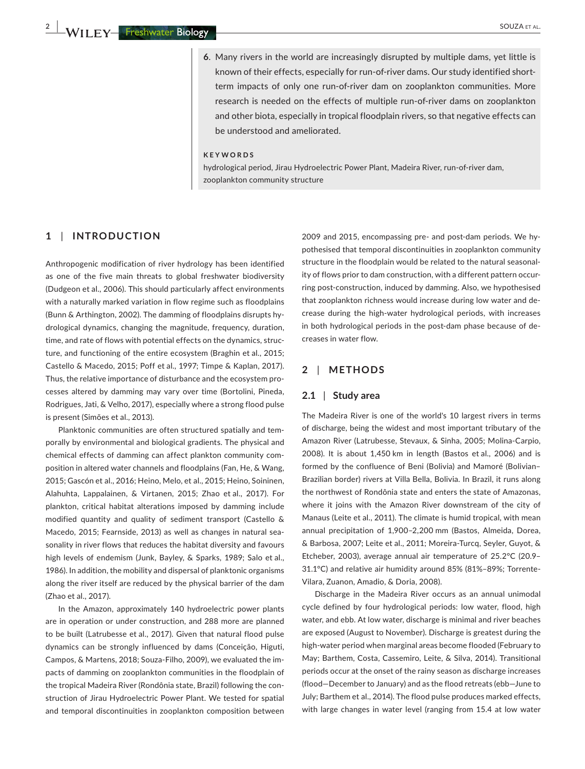6. Many rivers in the world are increasingly disrupted by multiple dams, yet little is known of their effects, especially for run-of-river dams. Our study identified short-term impacts of only one run-of-river dam on zooplankton communities. More research is needed on the effects of multiple run-of-river dams on zooplankton and other biota, especially in tropical floodplain rivers, so that negative effects can be understood and ameliorated.

**KEYWORDS**

hydrological period, Jirau Hydroelectric Power Plant, Madeira River, run-of-river dam, zooplankton community structure

## 1 | INTRODUCTION

Anthropogenic modification of river hydrology has been identified as one of the five main threats to global freshwater biodiversity (Dudgeon et al., 2006). This should particularly affect environments with a naturally marked variation in flow regime such as floodplains (Bunn & Arthington, 2002). The damming of floodplains disrupts hydrological dynamics, changing the magnitude, frequency, duration, time, and rate of flows with potential effects on the dynamics, structure, and functioning of the entire ecosystem (Braghin et al., 2015; Castello & Macedo, 2015; Poff et al., 1997; Timpe & Kaplan, 2017). Thus, the relative importance of disturbance and the ecosystem processes altered by damming may vary over time (Bortolini, Pineda, Rodrigues, Jati, & Velho, 2017), especially where a strong flood pulse is present (Simões et al., 2013).

Planktonic communities are often structured spatially and temporally by environmental and biological gradients. The physical and chemical effects of damming can affect plankton community composition in altered water channels and floodplains (Fan, He, & Wang, 2015; Gascón et al., 2016; Heino, Melo, et al., 2015; Heino, Soininen, Alahuhta, Lappalainen, & Virtanen, 2015; Zhao et al., 2017). For plankton, critical habitat alterations imposed by damming include modified quantity and quality of sediment transport (Castello & Macedo, 2015; Fearnside, 2013) as well as changes in natural seasonality in river flows that reduces the habitat diversity and favours high levels of endemism (Junk, Bayley, & Sparks, 1989; Salo et al., 1986). In addition, the mobility and dispersal of planktonic organisms along the river itself are reduced by the physical barrier of the dam (Zhao et al., 2017).

In the Amazon, approximately 140 hydroelectric power plants are in operation or under construction, and 288 more are planned to be built (Latrubesse et al., 2017). Given that natural flood pulse dynamics can be strongly influenced by dams (Conceição, Higuti, Campos, & Martens, 2018; Souza-Filho, 2009), we evaluated the impacts of damming on zooplankton communities in the floodplain of the tropical Madeira River (Rondônia state, Brazil) following the construction of Jirau Hydroelectric Power Plant. We tested for spatial and temporal discontinuities in zooplankton composition between 2009 and 2015, encompassing pre- and post-dam periods. We hypothesised that temporal discontinuities in zooplankton community structure in the floodplain would be related to the natural seasonality of flows prior to dam construction, with a different pattern occurring post-construction, induced by damming. Also, we hypothesised that zooplankton richness would increase during low water and decrease during the high-water hydrological periods, with increases in both hydrological periods in the post-dam phase because of decreases in water flow.

## 2 | METHODS

### 2.1 | Study area

The Madeira River is one of the world's 10 largest rivers in terms of discharge, being the widest and most important tributary of the Amazon River (Latrubesse, Stevaux, & Sinha, 2005; Molina-Carpio, 2008). It is about 1,450 km in length (Bastos et al., 2006) and is formed by the confluence of Beni (Bolivia) and Mamoré (Bolivian–Brazilian border) rivers at Villa Bella, Bolivia. In Brazil, it runs along the northwest of Rondônia state and enters the state of Amazonas, where it joins with the Amazon River downstream of the city of Manaus (Leite et al., 2011). The climate is humid tropical, with mean annual precipitation of 1,900–2,200 mm (Bastos, Almeida, Dorea, & Barbosa, 2007; Leite et al., 2011; Moreira-Turcq, Seyler, Guyot, & Etcheber, 2003), average annual air temperature of 25.2°C (20.9–31.1°C) and relative air humidity around 85% (81%–89%; Torrente-Vilara, Zuanon, Amadio, & Doria, 2008).

Discharge in the Madeira River occurs as an annual unimodal cycle defined by four hydrological periods: low water, flood, high water, and ebb. At low water, discharge is minimal and river beaches are exposed (August to November). Discharge is greatest during the high-water period when marginal areas become flooded (February to May; Barthem, Costa, Cassemiro, Leite, & Silva, 2014). Transitional periods occur at the onset of the rainy season as discharge increases (flood—December to January) and as the flood retreats (ebb—June to July; Barthem et al., 2014). The flood pulse produces marked effects, with large changes in water level (ranging from 15.4 at low water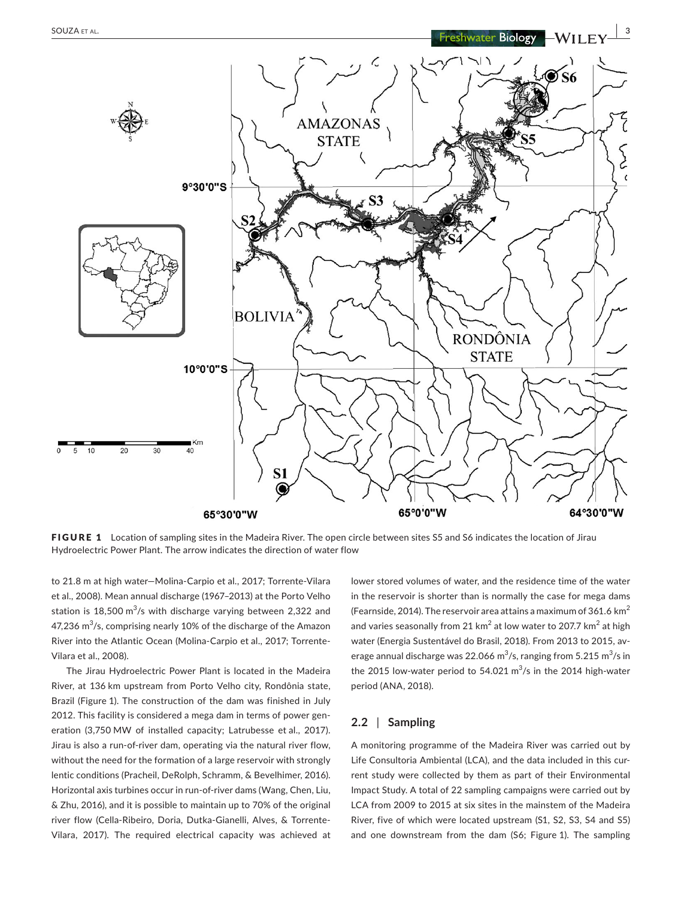FIGURE 1 Location of sampling sites in the Madeira River. The open circle between sites S5 and S6 indicates the location of Jirau Hydroelectric Power Plant. The arrow indicates the direction of water flow

to 21.8 m at high water—Molina-Carpio et al., 2017; Torrente-Vilara et al., 2008). Mean annual discharge (1967–2013) at the Porto Velho station is 18,500 $m^3$/s with discharge varying between 2,322 and 47,236 $m^3$/s, comprising nearly 10% of the discharge of the Amazon River into the Atlantic Ocean (Molina-Carpio et al., 2017; Torrente-Vilara et al., 2008).

The Jirau Hydroelectric Power Plant is located in the Madeira River, at 136 km upstream from Porto Velho city, Rondônia state, Brazil (Figure 1). The construction of the dam was finished in July 2012. This facility is considered a mega dam in terms of power generation (3,750 MW of installed capacity; Latrubesse et al., 2017). Jirau is also a run-of-river dam, operating via the natural river flow, without the need for the formation of a large reservoir with strongly lentic conditions (Pracheil, DeRolph, Schramm, & Bevelhimer, 2016). Horizontal axis turbines occur in run-of-river dams (Wang, Chen, Liu, & Zhu, 2016), and it is possible to maintain up to 70% of the original river flow (Cella-Ribeiro, Doria, Dutka-Gianelli, Alves, & Torrente-Vilara, 2017). The required electrical capacity was achieved at lower stored volumes of water, and the residence time of the water in the reservoir is shorter than is normally the case for mega dams (Fearnside, 2014). The reservoir area attains a maximum of 361.6 $km^2$ and varies seasonally from 21 $km^2$ at low water to 207.7 $km^2$ at high water (Energia Sustentável do Brasil, 2018). From 2013 to 2015, average annual discharge was 22.066 $m^3$/s, ranging from 5.215 $m^3$/s in the 2015 low-water period to 54.021 $m^3$/s in the 2014 high-water period (ANA, 2018).

## 2.2 | Sampling

A monitoring programme of the Madeira River was carried out by Life Consultoria Ambiental (LCA), and the data included in this current study were collected by them as part of their Environmental Impact Study. A total of 22 sampling campaigns were carried out by LCA from 2009 to 2015 at six sites in the mainstem of the Madeira River, five of which were located upstream (S1, S2, S3, S4 and S5) and one downstream from the dam (S6; Figure 1). The sampling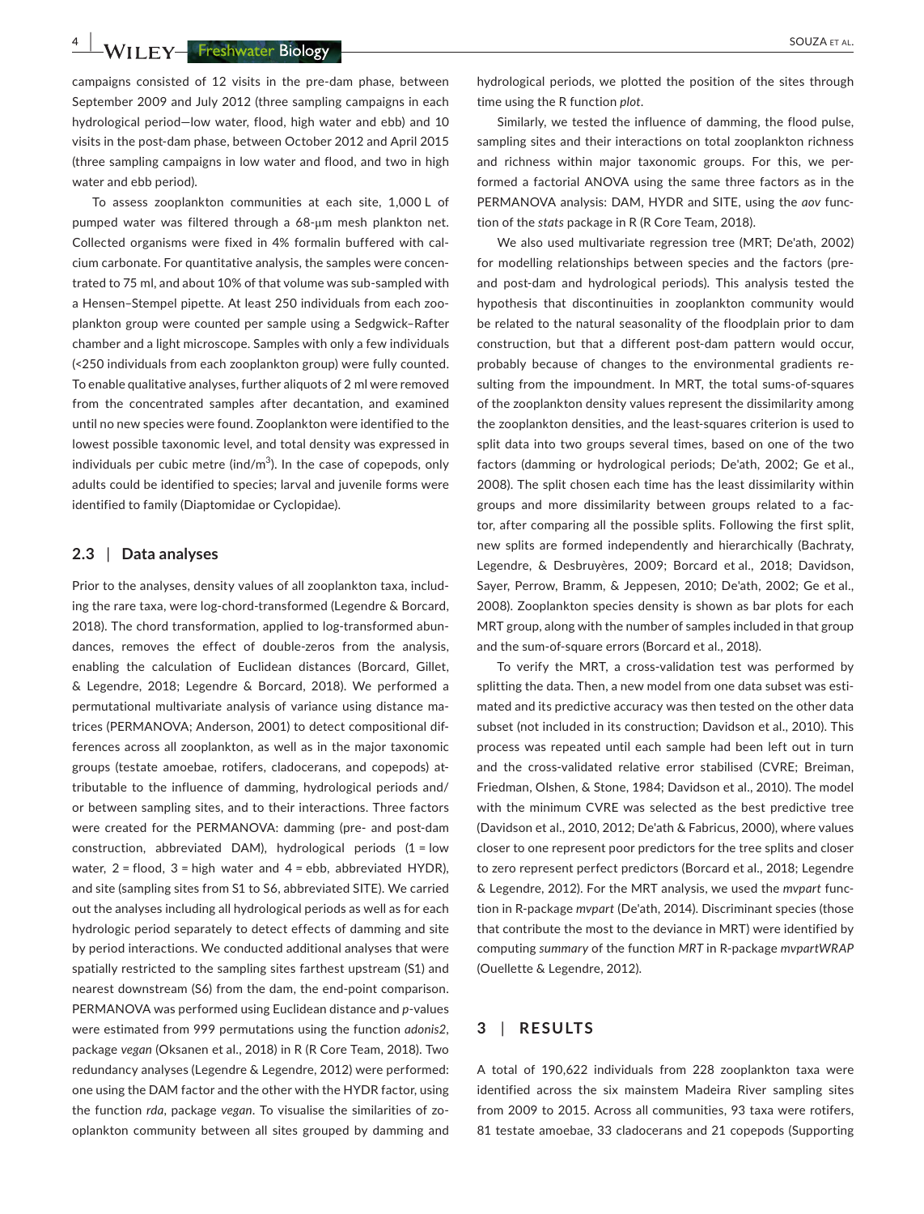campaigns consisted of 12 visits in the pre-dam phase, between September 2009 and July 2012 (three sampling campaigns in each hydrological period—low water, flood, high water and ebb) and 10 visits in the post-dam phase, between October 2012 and April 2015 (three sampling campaigns in low water and flood, and two in high water and ebb period).

To assess zooplankton communities at each site, 1,000 L of pumped water was filtered through a 68-μm mesh plankton net. Collected organisms were fixed in 4% formalin buffered with calcium carbonate. For quantitative analysis, the samples were concentrated to 75 ml, and about 10% of that volume was sub-sampled with a Hensen–Stempel pipette. At least 250 individuals from each zooplankton group were counted per sample using a Sedgwick–Rafter chamber and a light microscope. Samples with only a few individuals (<250 individuals from each zooplankton group) were fully counted. To enable qualitative analyses, further aliquots of 2 ml were removed from the concentrated samples after decantation, and examined until no new species were found. Zooplankton were identified to the lowest possible taxonomic level, and total density was expressed in individuals per cubic metre (ind/$m^3$). In the case of copepods, only adults could be identified to species; larval and juvenile forms were identified to family (Diaptomidae or Cyclopidae).

### 2.3 | Data analyses

Prior to the analyses, density values of all zooplankton taxa, including the rare taxa, were log-chord-transformed (Legendre & Borcard, 2018). The chord transformation, applied to log-transformed abundances, removes the effect of double-zeros from the analysis, enabling the calculation of Euclidean distances (Borcard, Gillet, & Legendre, 2018; Legendre & Borcard, 2018). We performed a permutational multivariate analysis of variance using distance matrices (PERMANOVA; Anderson, 2001) to detect compositional differences across all zooplankton, as well as in the major taxonomic groups (testate amoebae, rotifers, cladocerans, and copepods) attributable to the influence of damming, hydrological periods and/or between sampling sites, and to their interactions. Three factors were created for the PERMANOVA: damming (pre- and post-dam construction, abbreviated DAM), hydrological periods (1 = low water, 2 = flood, 3 = high water and 4 = ebb, abbreviated HYDR), and site (sampling sites from S1 to S6, abbreviated SITE). We carried out the analyses including all hydrological periods as well as for each hydrologic period separately to detect effects of damming and site by period interactions. We conducted additional analyses that were spatially restricted to the sampling sites farthest upstream (S1) and nearest downstream (S6) from the dam, the end-point comparison. PERMANOVA was performed using Euclidean distance and *p*-values were estimated from 999 permutations using the function *adonis2*, package *vegan* (Oksanen et al., 2018) in R (R Core Team, 2018). Two redundancy analyses (Legendre & Legendre, 2012) were performed: one using the DAM factor and the other with the HYDR factor, using the function *rda*, package *vegan*. To visualise the similarities of zooplankton community between all sites grouped by damming and hydrological periods, we plotted the position of the sites through time using the R function *plot*.

Similarly, we tested the influence of damming, the flood pulse, sampling sites and their interactions on total zooplankton richness and richness within major taxonomic groups. For this, we performed a factorial ANOVA using the same three factors as in the PERMANOVA analysis: DAM, HYDR and SITE, using the *aov* function of the *stats* package in R (R Core Team, 2018).

We also used multivariate regression tree (MRT; De'ath, 2002) for modelling relationships between species and the factors (pre- and post-dam and hydrological periods). This analysis tested the hypothesis that discontinuities in zooplankton community would be related to the natural seasonality of the floodplain prior to dam construction, but that a different post-dam pattern would occur, probably because of changes to the environmental gradients resulting from the impoundment. In MRT, the total sums-of-squares of the zooplankton density values represent the dissimilarity among the zooplankton densities, and the least-squares criterion is used to split data into two groups several times, based on one of the two factors (damming or hydrological periods; De'ath, 2002; Ge et al., 2008). The split chosen each time has the least dissimilarity within groups and more dissimilarity between groups related to a factor, after comparing all the possible splits. Following the first split, new splits are formed independently and hierarchically (Bachraty, Legendre, & Desbruyères, 2009; Borcard et al., 2018; Davidson, Sayer, Perrow, Bramm, & Jeppesen, 2010; De'ath, 2002; Ge et al., 2008). Zooplankton species density is shown as bar plots for each MRT group, along with the number of samples included in that group and the sum-of-square errors (Borcard et al., 2018).

To verify the MRT, a cross-validation test was performed by splitting the data. Then, a new model from one data subset was estimated and its predictive accuracy was then tested on the other data subset (not included in its construction; Davidson et al., 2010). This process was repeated until each sample had been left out in turn and the cross-validated relative error stabilised (CVRE; Breiman, Friedman, Olshen, & Stone, 1984; Davidson et al., 2010). The model with the minimum CVRE was selected as the best predictive tree (Davidson et al., 2010, 2012; De'ath & Fabricus, 2000), where values closer to one represent poor predictors for the tree splits and closer to zero represent perfect predictors (Borcard et al., 2018; Legendre & Legendre, 2012). For the MRT analysis, we used the *mvpart* function in R-package *mvpart* (De'ath, 2014). Discriminant species (those that contribute the most to the deviance in MRT) were identified by computing *summary* of the function *MRT* in R-package *mvpartWRAP* (Ouellette & Legendre, 2012).

## 3 | RESULTS

A total of 190,622 individuals from 228 zooplankton taxa were identified across the six mainstem Madeira River sampling sites from 2009 to 2015. Across all communities, 93 taxa were rotifers, 81 testate amoebae, 33 cladocerans and 21 copepods (Supporting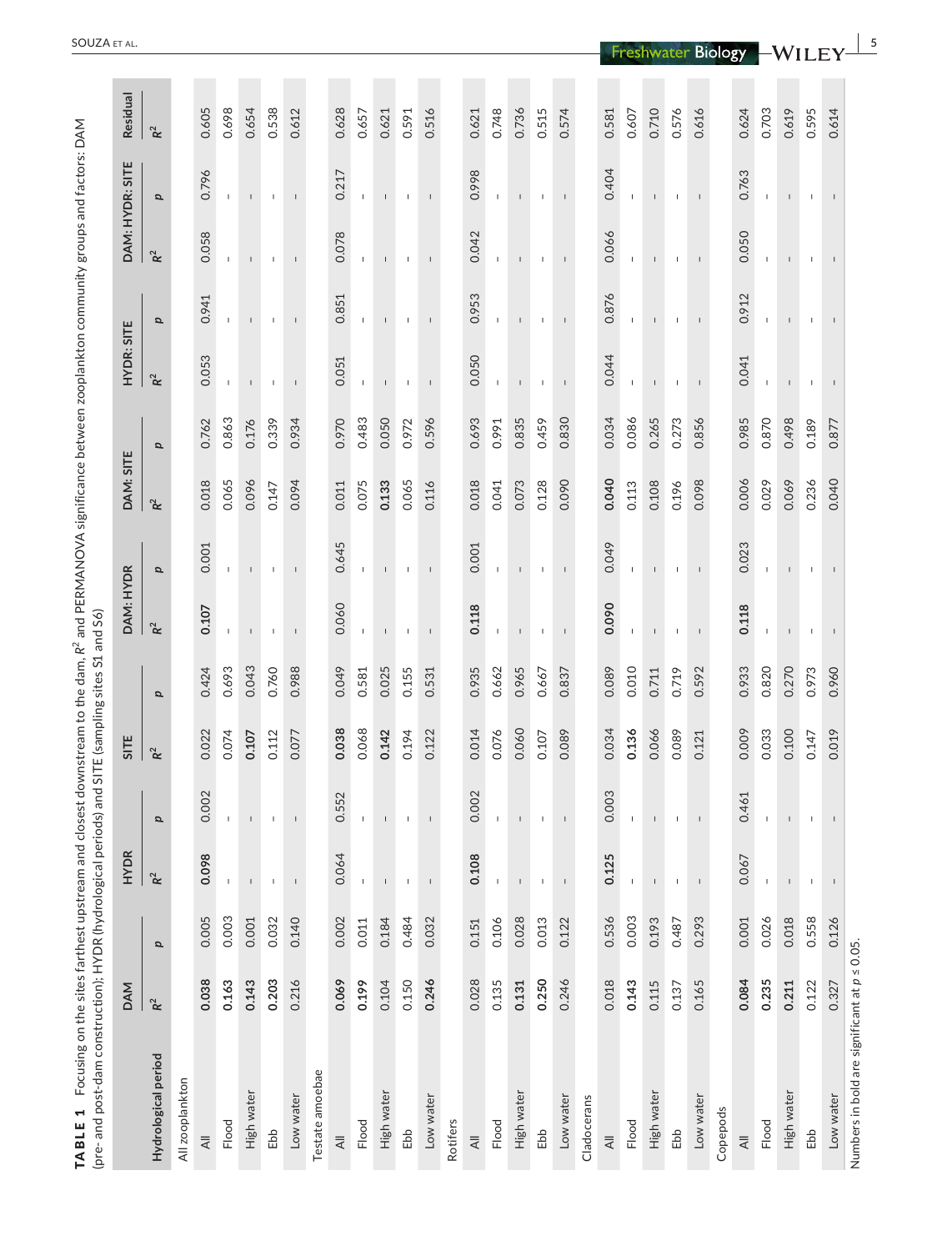**TABLE 1** Focusing on the sites farthest upstream and closest downstream to the dam, $R^2$ and PERMANOVA significance between zooplankton community groups and factors: DAM (pre- and post-dam construction); HYDR (hydrological periods) and SITE (sampling sites S1 and S6)

| Hydrological period | DAM | | HYDR | | SITE | | DAM: HYDR | | DAM: SITE | | HYDR: SITE | | DAM: HYDR: SITE | | Residual |
|---|---|---|---|---|---|---|---|---|---|---|---|---|---|---|---|
| | $R^2$ | $p$ | $R^2$ | $p$ | $R^2$ | $p$ | $R^2$ | $p$ | $R^2$ | $p$ | $R^2$ | $p$ | $R^2$ | $p$ | $R^2$ |
| All zooplankton | | | | | | | | | | | | | | | |
| All | **0.038** | 0.005 | **0.098** | 0.002 | 0.022 | 0.424 | **0.107** | 0.001 | 0.018 | 0.762 | 0.053 | 0.941 | 0.058 | 0.796 | 0.605 |
| Flood | **0.163** | 0.003 | - | - | 0.074 | 0.693 | - | - | 0.065 | 0.863 | - | - | - | - | 0.698 |
| High water | **0.143** | 0.001 | - | - | **0.107** | 0.043 | - | - | 0.096 | 0.176 | - | - | - | - | 0.654 |
| Ebb | **0.203** | 0.032 | - | - | 0.112 | 0.760 | - | - | 0.147 | 0.339 | - | - | - | - | 0.538 |
| Low water | 0.216 | 0.140 | - | - | 0.077 | 0.988 | - | - | 0.094 | 0.934 | - | - | - | - | 0.612 |
| Testate amoebae | | | | | | | | | | | | | | | |
| All | **0.069** | 0.002 | 0.064 | 0.552 | **0.038** | 0.049 | 0.060 | 0.645 | 0.011 | 0.970 | 0.051 | 0.851 | 0.078 | 0.217 | 0.628 |
| Flood | **0.199** | 0.011 | - | - | 0.068 | 0.581 | - | - | 0.075 | 0.483 | - | - | - | - | 0.657 |
| High water | 0.104 | 0.184 | - | - | **0.142** | 0.025 | - | - | **0.133** | 0.050 | - | - | - | - | 0.621 |
| Ebb | 0.150 | 0.484 | - | - | 0.194 | 0.155 | - | - | 0.065 | 0.972 | - | - | - | - | 0.591 |
| Low water | **0.246** | 0.032 | - | - | 0.122 | 0.531 | - | - | 0.116 | 0.596 | - | - | - | - | 0.516 |
| Rotifers | | | | | | | | | | | | | | | |
| All | 0.028 | 0.151 | **0.108** | 0.002 | 0.014 | 0.935 | **0.118** | 0.001 | 0.018 | 0.693 | 0.050 | 0.953 | 0.042 | 0.998 | 0.621 |
| Flood | 0.135 | 0.106 | - | - | 0.076 | 0.662 | - | - | 0.041 | 0.991 | - | - | - | - | 0.748 |
| High water | **0.131** | 0.028 | - | - | 0.060 | 0.965 | - | - | 0.073 | 0.835 | - | - | - | - | 0.736 |
| Ebb | **0.250** | 0.013 | - | - | 0.107 | 0.667 | - | - | 0.128 | 0.459 | - | - | - | - | 0.515 |
| Low water | 0.246 | 0.122 | - | - | 0.089 | 0.837 | - | - | 0.090 | 0.830 | - | - | - | - | 0.574 |
| Cladocerans | | | | | | | | | | | | | | | |
| All | 0.018 | 0.536 | **0.125** | 0.003 | 0.034 | 0.089 | **0.090** | 0.049 | **0.040** | 0.034 | 0.044 | 0.876 | 0.066 | 0.404 | 0.581 |
| Flood | **0.143** | 0.003 | - | - | **0.136** | 0.010 | - | - | 0.113 | 0.086 | - | - | - | - | 0.607 |
| High water | 0.115 | 0.193 | - | - | 0.066 | 0.711 | - | - | 0.108 | 0.265 | - | - | - | - | 0.710 |
| Ebb | 0.137 | 0.487 | - | - | 0.089 | 0.719 | - | - | 0.196 | 0.273 | - | - | - | - | 0.576 |
| Low water | 0.165 | 0.293 | - | - | 0.121 | 0.592 | - | - | 0.098 | 0.856 | - | - | - | - | 0.616 |
| Copepods | | | | | | | | | | | | | | | |
| All | **0.084** | 0.001 | 0.067 | 0.461 | 0.009 | 0.933 | **0.118** | 0.023 | 0.006 | 0.985 | 0.041 | 0.912 | 0.050 | 0.763 | 0.624 |
| Flood | **0.235** | 0.026 | - | - | 0.033 | 0.820 | - | - | 0.029 | 0.870 | - | - | - | - | 0.703 |
| High water | **0.211** | 0.018 | - | - | 0.100 | 0.270 | - | - | 0.069 | 0.498 | - | - | - | - | 0.619 |
| Ebb | 0.122 | 0.558 | - | - | 0.147 | 0.973 | - | - | 0.236 | 0.189 | - | - | - | - | 0.595 |
| Low water | 0.327 | 0.126 | - | - | 0.019 | 0.960 | - | - | 0.040 | 0.877 | - | - | - | - | 0.614 |

Numbers in bold are significant at $p \le 0.05$.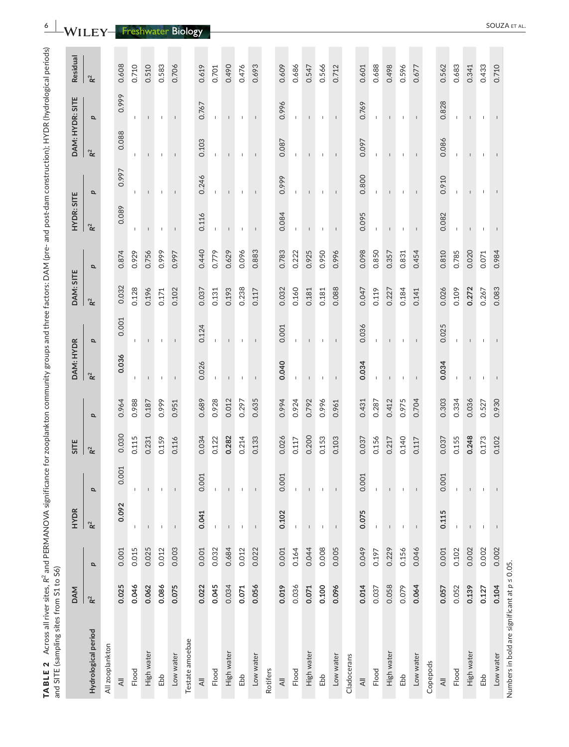**TABLE 2** Across all river sites, $R^2$ and PERMANOVA significance for zooplankton community groups and three factors: DAM (pre- and post-dam construction); HYDR (hydrological periods) and SITE (sampling sites from S1 to S6)

| Hydrological period | DAM | | HYDR | | SITE | | DAM: HYDR | | DAM: SITE | | HYDR: SITE | | DAM: HYDR: SITE | | Residual |
|---|---|---|---|---|---|---|---|---|---|---|---|---|---|---|---|
| | $R^2$ | $p$ | $R^2$ | $p$ | $R^2$ | $p$ | $R^2$ | $p$ | $R^2$ | $p$ | $R^2$ | $p$ | $R^2$ | $p$ | $R^2$ |
| All zooplankton | | | | | | | | | | | | | | | |
| All | **0.025** | 0.001 | **0.092** | 0.001 | 0.030 | 0.964 | **0.036** | 0.001 | 0.032 | 0.874 | 0.089 | 0.997 | 0.088 | 0.999 | 0.608 |
| Flood | **0.046** | 0.015 | - | - | 0.115 | 0.988 | - | - | 0.128 | 0.929 | - | - | - | - | 0.710 |
| High water | **0.062** | 0.025 | - | - | 0.231 | 0.187 | - | - | 0.196 | 0.756 | - | - | - | - | 0.510 |
| Ebb | **0.086** | 0.012 | - | - | 0.159 | 0.999 | - | - | 0.171 | 0.999 | - | - | - | - | 0.583 |
| Low water | **0.075** | 0.003 | - | - | 0.116 | 0.951 | - | - | 0.102 | 0.997 | - | - | - | - | 0.706 |
| Testate amoebae | | | | | | | | | | | | | | | |
| All | **0.022** | 0.001 | **0.041** | 0.001 | 0.034 | 0.689 | 0.026 | 0.124 | 0.037 | 0.440 | 0.116 | 0.246 | 0.103 | 0.767 | 0.619 |
| Flood | **0.045** | 0.032 | - | - | 0.122 | 0.928 | - | - | 0.131 | 0.779 | - | - | - | - | 0.701 |
| High water | 0.034 | 0.684 | - | - | **0.282** | 0.012 | - | - | 0.193 | 0.629 | - | - | - | - | 0.490 |
| Ebb | **0.071** | 0.012 | - | - | 0.214 | 0.297 | - | - | 0.238 | 0.096 | - | - | - | - | 0.476 |
| Low water | **0.056** | 0.022 | - | - | 0.133 | 0.635 | - | - | 0.117 | 0.883 | - | - | - | - | 0.693 |
| Rotifers | | | | | | | | | | | | | | | |
| All | **0.019** | 0.001 | **0.102** | 0.001 | 0.026 | 0.994 | **0.040** | 0.001 | 0.032 | 0.783 | 0.084 | 0.999 | 0.087 | 0.996 | 0.609 |
| Flood | 0.036 | 0.164 | - | - | 0.117 | 0.924 | - | - | 0.160 | 0.222 | - | - | - | - | 0.686 |
| High water | **0.071** | 0.044 | - | - | 0.200 | 0.792 | - | - | 0.181 | 0.925 | - | - | - | - | 0.547 |
| Ebb | **0.100** | 0.008 | - | - | 0.153 | 0.996 | - | - | 0.181 | 0.950 | - | - | - | - | 0.566 |
| Low water | **0.096** | 0.005 | - | - | 0.103 | 0.961 | - | - | 0.088 | 0.996 | - | - | - | - | 0.712 |
| Cladocerans | | | | | | | | | | | | | | | |
| All | **0.014** | 0.049 | **0.075** | 0.001 | 0.037 | 0.431 | **0.034** | 0.036 | 0.047 | 0.098 | 0.095 | 0.800 | 0.097 | 0.769 | 0.601 |
| Flood | 0.037 | 0.197 | - | - | 0.156 | 0.287 | - | - | 0.119 | 0.850 | - | - | - | - | 0.688 |
| High water | 0.058 | 0.229 | - | - | 0.217 | 0.412 | - | - | 0.227 | 0.357 | - | - | - | - | 0.498 |
| Ebb | 0.079 | 0.156 | - | - | 0.140 | 0.975 | - | - | 0.184 | 0.831 | - | - | - | - | 0.596 |
| Low water | **0.064** | 0.046 | - | - | 0.117 | 0.704 | - | - | 0.141 | 0.454 | - | - | - | - | 0.677 |
| Copepods | | | | | | | | | | | | | | | |
| All | **0.057** | 0.001 | **0.115** | 0.001 | 0.037 | 0.303 | **0.034** | 0.025 | 0.026 | 0.810 | 0.082 | 0.910 | 0.086 | 0.828 | 0.562 |
| Flood | 0.052 | 0.102 | - | - | 0.155 | 0.334 | - | - | 0.109 | 0.785 | - | - | - | - | 0.683 |
| High water | **0.139** | 0.002 | - | - | **0.248** | 0.036 | - | - | **0.272** | 0.020 | - | - | - | - | 0.341 |
| Ebb | **0.127** | 0.002 | - | - | 0.173 | 0.527 | - | - | 0.267 | 0.071 | - | - | - | - | 0.433 |
| Low water | **0.104** | 0.002 | - | - | 0.102 | 0.930 | - | - | 0.083 | 0.984 | - | - | - | - | 0.710 |

Numbers in bold are significant at $p \leq 0.05$.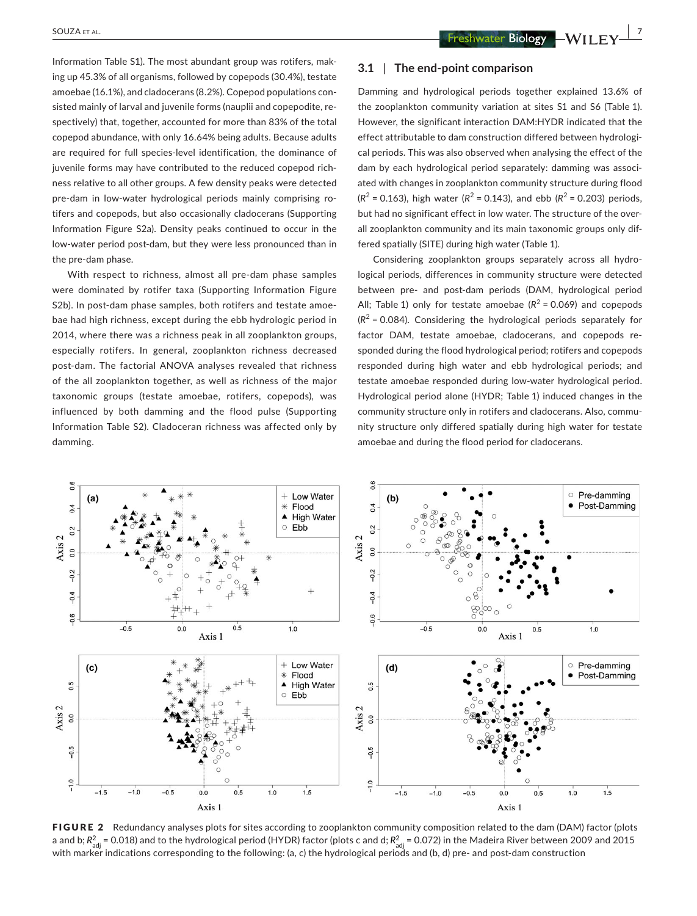Information Table S1). The most abundant group was rotifers, making up 45.3% of all organisms, followed by copepods (30.4%), testate amoebae (16.1%), and cladocerans (8.2%). Copepod populations consisted mainly of larval and juvenile forms (nauplii and copepodite, respectively) that, together, accounted for more than 83% of the total copepod abundance, with only 16.64% being adults. Because adults are required for full species-level identification, the dominance of juvenile forms may have contributed to the reduced copepod richness relative to all other groups. A few density peaks were detected pre-dam in low-water hydrological periods mainly comprising rotifers and copepods, but also occasionally cladocerans (Supporting Information Figure S2a). Density peaks continued to occur in the low-water period post-dam, but they were less pronounced than in the pre-dam phase.

With respect to richness, almost all pre-dam phase samples were dominated by rotifer taxa (Supporting Information Figure S2b). In post-dam phase samples, both rotifers and testate amoebae had high richness, except during the ebb hydrologic period in 2014, where there was a richness peak in all zooplankton groups, especially rotifers. In general, zooplankton richness decreased post-dam. The factorial ANOVA analyses revealed that richness of the all zooplankton together, as well as richness of the major taxonomic groups (testate amoebae, rotifers, copepods), was influenced by both damming and the flood pulse (Supporting Information Table S2). Cladoceran richness was affected only by damming.

## 3.1 | The end-point comparison

Damming and hydrological periods together explained 13.6% of the zooplankton community variation at sites S1 and S6 (Table 1). However, the significant interaction DAM:HYDR indicated that the effect attributable to dam construction differed between hydrological periods. This was also observed when analysing the effect of the dam by each hydrological period separately: damming was associated with changes in zooplankton community structure during flood ($R^2$ = 0.163), high water ($R^2$ = 0.143), and ebb ($R^2$ = 0.203) periods, but had no significant effect in low water. The structure of the overall zooplankton community and its main taxonomic groups only differed spatially (SITE) during high water (Table 1).

Considering zooplankton groups separately across all hydrological periods, differences in community structure were detected between pre- and post-dam periods (DAM, hydrological period All; Table 1) only for testate amoebae ($R^2$ = 0.069) and copepods ($R^2$ = 0.084). Considering the hydrological periods separately for factor DAM, testate amoebae, cladocerans, and copepods responded during the flood hydrological period; rotifers and copepods responded during high water and ebb hydrological periods; and testate amoebae responded during low-water hydrological period. Hydrological period alone (HYDR; Table 1) induced changes in the community structure only in rotifers and cladocerans. Also, community structure only differed spatially during high water for testate amoebae and during the flood period for cladocerans.

**FIGURE 2** Redundancy analyses plots for sites according to zooplankton community composition related to the dam (DAM) factor (plots a and b; $R^2_{adj}$ = 0.018) and to the hydrological period (HYDR) factor (plots c and d; $R^2_{adj}$ = 0.072) in the Madeira River between 2009 and 2015 with marker indications corresponding to the following: (a, c) the hydrological periods and (b, d) pre- and post-dam construction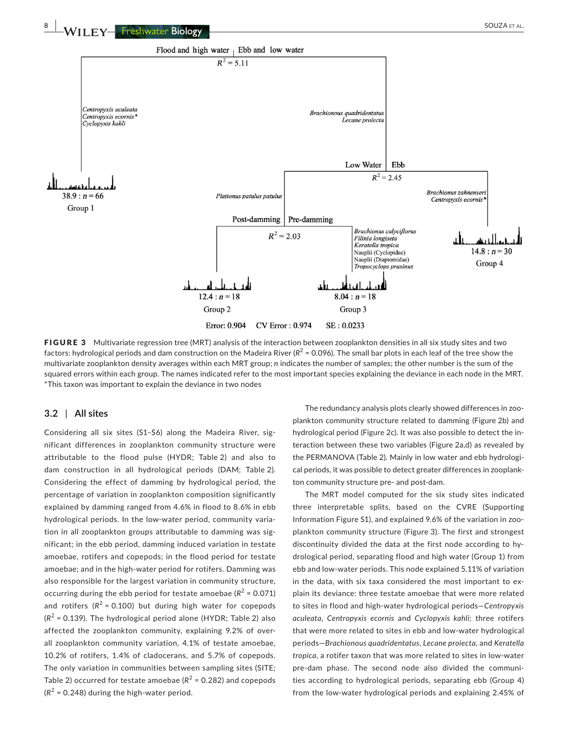FIGURE 3 Multivariate regression tree (MRT) analysis of the interaction between zooplankton densities in all six study sites and two factors: hydrological periods and dam construction on the Madeira River ($R^2$ = 0.096). The small bar plots in each leaf of the tree show the multivariate zooplankton density averages within each MRT group; *n* indicates the number of samples; the other number is the sum of the squared errors within each group. The names indicated refer to the most important species explaining the deviance in each node in the MRT. *This taxon was important to explain the deviance in two nodes

## 3.2 | All sites

Considering all six sites (S1–S6) along the Madeira River, significant differences in zooplankton community structure were attributable to the flood pulse (HYDR; Table 2) and also to dam construction in all hydrological periods (DAM; Table 2). Considering the effect of damming by hydrological period, the percentage of variation in zooplankton composition significantly explained by damming ranged from 4.6% in flood to 8.6% in ebb hydrological periods. In the low-water period, community variation in all zooplankton groups attributable to damming was significant; in the ebb period, damming induced variation in testate amoebae, rotifers and copepods; in the flood period for testate amoebae; and in the high-water period for rotifers. Damming was also responsible for the largest variation in community structure, occurring during the ebb period for testate amoebae ($R^2$ = 0.071) and rotifers ($R^2$ = 0.100) but during high water for copepods ($R^2$ = 0.139). The hydrological period alone (HYDR; Table 2) also affected the zooplankton community, explaining 9.2% of overall zooplankton community variation, 4.1% of testate amoebae, 10.2% of rotifers, 1.4% of cladocerans, and 5.7% of copepods. The only variation in communities between sampling sites (SITE; Table 2) occurred for testate amoebae ($R^2$ = 0.282) and copepods ($R^2$ = 0.248) during the high-water period.

The redundancy analysis plots clearly showed differences in zooplankton community structure related to damming (Figure 2b) and hydrological period (Figure 2c). It was also possible to detect the interaction between these two variables (Figure 2a,d) as revealed by the PERMANOVA (Table 2). Mainly in low water and ebb hydrological periods, it was possible to detect greater differences in zooplankton community structure pre- and post-dam.

The MRT model computed for the six study sites indicated three interpretable splits, based on the CVRE (Supporting Information Figure S1), and explained 9.6% of the variation in zooplankton community structure (Figure 3). The first and strongest discontinuity divided the data at the first node according to hydrological period, separating flood and high water (Group 1) from ebb and low-water periods. This node explained 5.11% of variation in the data, with six taxa considered the most important to explain its deviance: three testate amoebae that were more related to sites in flood and high-water hydrological periods—*Centropyxis aculeata*, *Centropyxis ecornis* and *Cyclopyxis kahli*; three rotifers that were more related to sites in ebb and low-water hydrological periods—*Brachionous quadridentatus*, *Lecane proiecta*, and *Keratella tropica*, a rotifer taxon that was more related to sites in low-water pre-dam phase. The second node also divided the communities according to hydrological periods, separating ebb (Group 4) from the low-water hydrological periods and explaining 2.45% of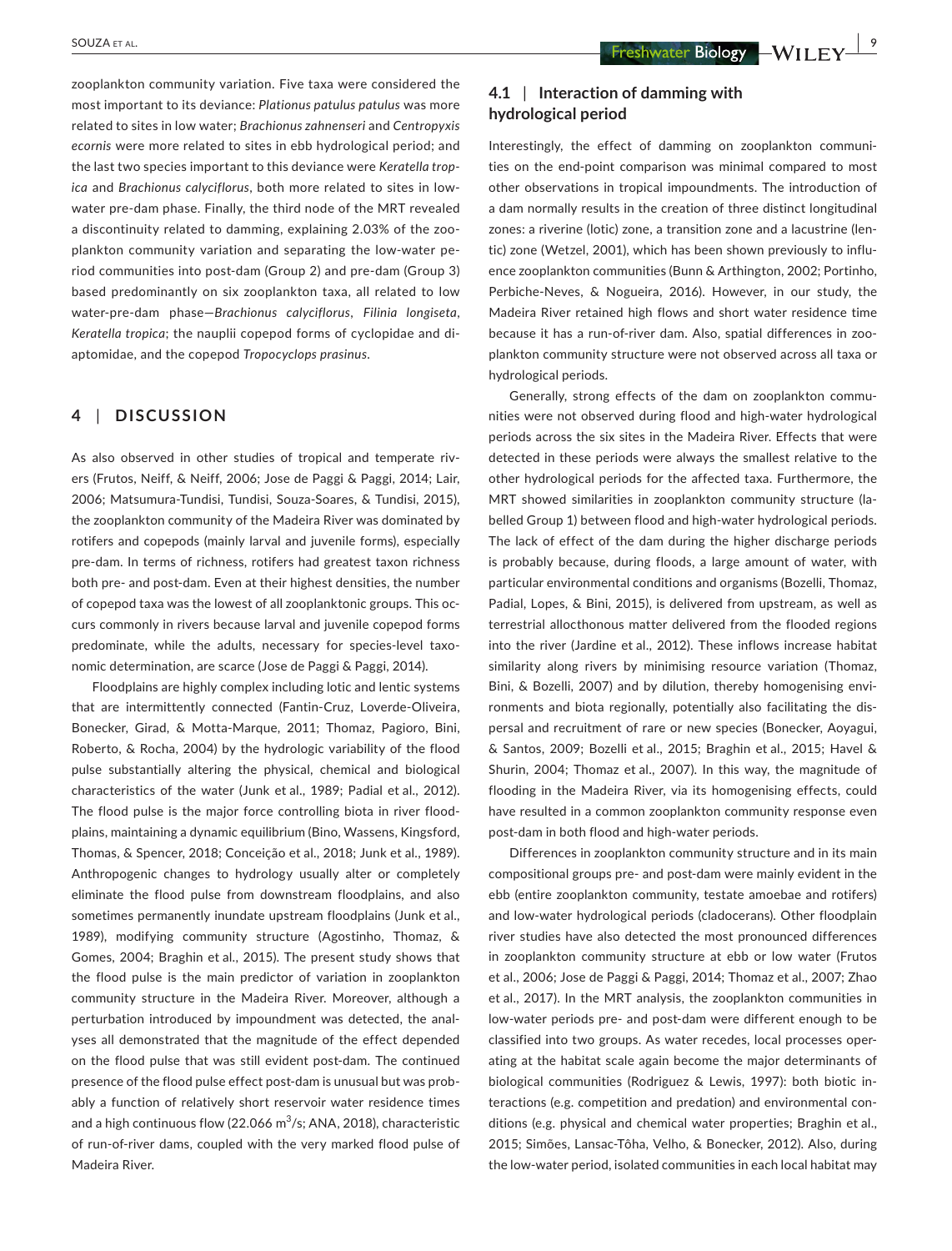zooplankton community variation. Five taxa were considered the most important to its deviance: *Plationus patulus patulus* was more related to sites in low water; *Brachionus zahnenseri* and *Centropyxis ecornis* were more related to sites in ebb hydrological period; and the last two species important to this deviance were *Keratella tropica* and *Brachionus calyciflorus*, both more related to sites in low-water pre-dam phase. Finally, the third node of the MRT revealed a discontinuity related to damming, explaining 2.03% of the zooplankton community variation and separating the low-water period communities into post-dam (Group 2) and pre-dam (Group 3) based predominantly on six zooplankton taxa, all related to low water-pre-dam phase—*Brachionus calyciflorus*, *Filinia longiseta*, *Keratella tropica*; the nauplii copepod forms of cyclopidae and diaptomidae, and the copepod *Tropocyclops prasinus*.

## 4 | DISCUSSION

As also observed in other studies of tropical and temperate rivers (Frutos, Neiff, & Neiff, 2006; Jose de Paggi & Paggi, 2014; Lair, 2006; Matsumura-Tundisi, Tundisi, Souza-Soares, & Tundisi, 2015), the zooplankton community of the Madeira River was dominated by rotifers and copepods (mainly larval and juvenile forms), especially pre-dam. In terms of richness, rotifers had greatest taxon richness both pre- and post-dam. Even at their highest densities, the number of copepod taxa was the lowest of all zooplanktonic groups. This occurs commonly in rivers because larval and juvenile copepod forms predominate, while the adults, necessary for species-level taxonomic determination, are scarce (Jose de Paggi & Paggi, 2014).

Floodplains are highly complex including lotic and lentic systems that are intermittently connected (Fantin-Cruz, Loverde-Oliveira, Bonecker, Girad, & Motta-Marque, 2011; Thomaz, Pagioro, Bini, Roberto, & Rocha, 2004) by the hydrologic variability of the flood pulse substantially altering the physical, chemical and biological characteristics of the water (Junk et al., 1989; Padial et al., 2012). The flood pulse is the major force controlling biota in river floodplains, maintaining a dynamic equilibrium (Bino, Wassens, Kingsford, Thomas, & Spencer, 2018; Conceição et al., 2018; Junk et al., 1989). Anthropogenic changes to hydrology usually alter or completely eliminate the flood pulse from downstream floodplains, and also sometimes permanently inundate upstream floodplains (Junk et al., 1989), modifying community structure (Agostinho, Thomaz, & Gomes, 2004; Braghin et al., 2015). The present study shows that the flood pulse is the main predictor of variation in zooplankton community structure in the Madeira River. Moreover, although a perturbation introduced by impoundment was detected, the analyses all demonstrated that the magnitude of the effect depended on the flood pulse that was still evident post-dam. The continued presence of the flood pulse effect post-dam is unusual but was probably a function of relatively short reservoir water residence times and a high continuous flow (22.066 $m^3$/s; ANA, 2018), characteristic of run-of-river dams, coupled with the very marked flood pulse of Madeira River.

### 4.1 | Interaction of damming with hydrological period

Interestingly, the effect of damming on zooplankton communities on the end-point comparison was minimal compared to most other observations in tropical impoundments. The introduction of a dam normally results in the creation of three distinct longitudinal zones: a riverine (lotic) zone, a transition zone and a lacustrine (lentic) zone (Wetzel, 2001), which has been shown previously to influence zooplankton communities (Bunn & Arthington, 2002; Portinho, Perbiche-Neves, & Nogueira, 2016). However, in our study, the Madeira River retained high flows and short water residence time because it has a run-of-river dam. Also, spatial differences in zooplankton community structure were not observed across all taxa or hydrological periods.

Generally, strong effects of the dam on zooplankton communities were not observed during flood and high-water hydrological periods across the six sites in the Madeira River. Effects that were detected in these periods were always the smallest relative to the other hydrological periods for the affected taxa. Furthermore, the MRT showed similarities in zooplankton community structure (labelled Group 1) between flood and high-water hydrological periods. The lack of effect of the dam during the higher discharge periods is probably because, during floods, a large amount of water, with particular environmental conditions and organisms (Bozelli, Thomaz, Padial, Lopes, & Bini, 2015), is delivered from upstream, as well as terrestrial allocthonous matter delivered from the flooded regions into the river (Jardine et al., 2012). These inflows increase habitat similarity along rivers by minimising resource variation (Thomaz, Bini, & Bozelli, 2007) and by dilution, thereby homogenising environments and biota regionally, potentially also facilitating the dispersal and recruitment of rare or new species (Bonecker, Aoyagui, & Santos, 2009; Bozelli et al., 2015; Braghin et al., 2015; Havel & Shurin, 2004; Thomaz et al., 2007). In this way, the magnitude of flooding in the Madeira River, via its homogenising effects, could have resulted in a common zooplankton community response even post-dam in both flood and high-water periods.

Differences in zooplankton community structure and in its main compositional groups pre- and post-dam were mainly evident in the ebb (entire zooplankton community, testate amoebae and rotifers) and low-water hydrological periods (cladocerans). Other floodplain river studies have also detected the most pronounced differences in zooplankton community structure at ebb or low water (Frutos et al., 2006; Jose de Paggi & Paggi, 2014; Thomaz et al., 2007; Zhao et al., 2017). In the MRT analysis, the zooplankton communities in low-water periods pre- and post-dam were different enough to be classified into two groups. As water recedes, local processes operating at the habitat scale again become the major determinants of biological communities (Rodriguez & Lewis, 1997): both biotic interactions (e.g. competition and predation) and environmental conditions (e.g. physical and chemical water properties; Braghin et al., 2015; Simões, Lansac-Tôha, Velho, & Bonecker, 2012). Also, during the low-water period, isolated communities in each local habitat may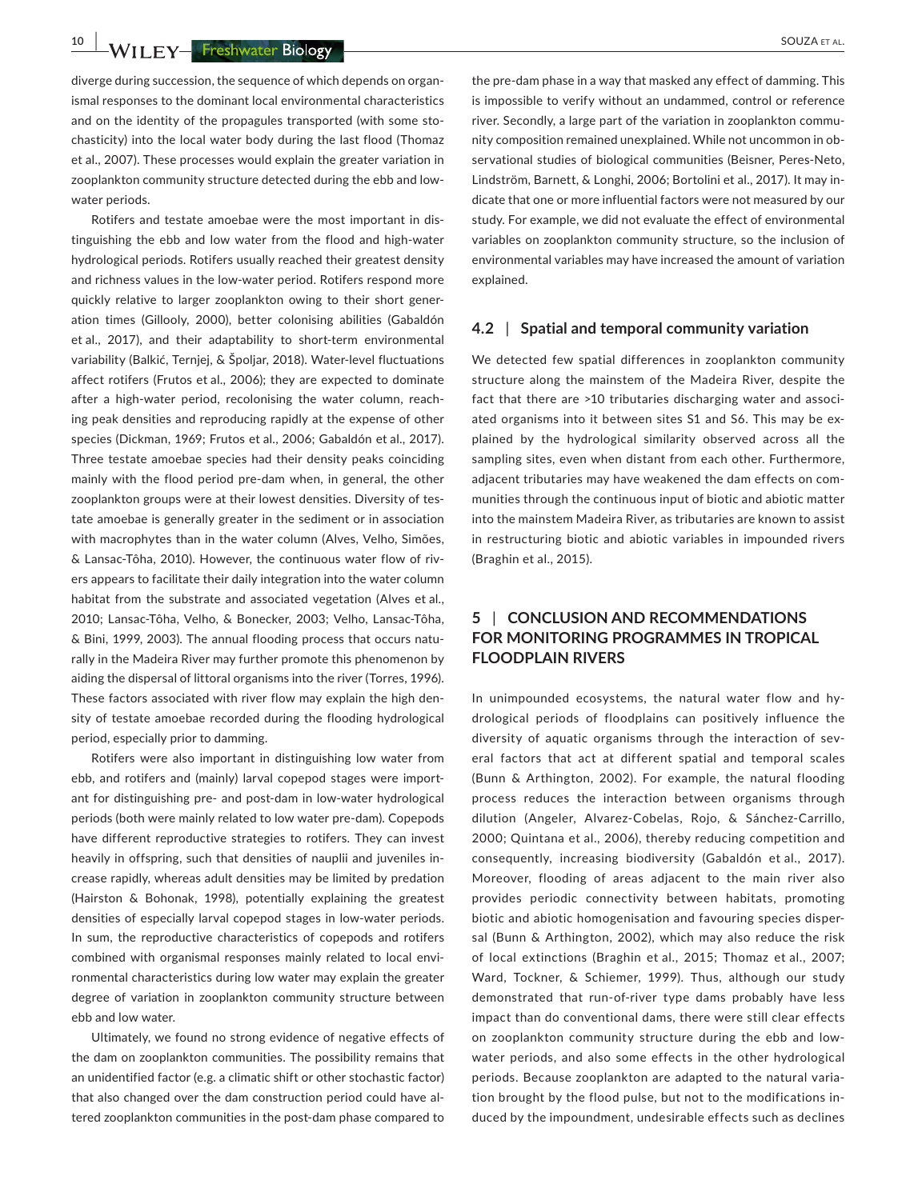diverge during succession, the sequence of which depends on organismal responses to the dominant local environmental characteristics and on the identity of the propagules transported (with some stochasticity) into the local water body during the last flood (Thomaz et al., 2007). These processes would explain the greater variation in zooplankton community structure detected during the ebb and low-water periods.

Rotifers and testate amoebae were the most important in distinguishing the ebb and low water from the flood and high-water hydrological periods. Rotifers usually reached their greatest density and richness values in the low-water period. Rotifers respond more quickly relative to larger zooplankton owing to their short generation times (Gillooly, 2000), better colonising abilities (Gabaldón et al., 2017), and their adaptability to short-term environmental variability (Balkić, Ternjej, & Špoljar, 2018). Water-level fluctuations affect rotifers (Frutos et al., 2006); they are expected to dominate after a high-water period, recolonising the water column, reaching peak densities and reproducing rapidly at the expense of other species (Dickman, 1969; Frutos et al., 2006; Gabaldón et al., 2017). Three testate amoebae species had their density peaks coinciding mainly with the flood period pre-dam when, in general, the other zooplankton groups were at their lowest densities. Diversity of testate amoebae is generally greater in the sediment or in association with macrophytes than in the water column (Alves, Velho, Simões, & Lansac-Tôha, 2010). However, the continuous water flow of rivers appears to facilitate their daily integration into the water column habitat from the substrate and associated vegetation (Alves et al., 2010; Lansac-Tôha, Velho, & Bonecker, 2003; Velho, Lansac-Tôha, & Bini, 1999, 2003). The annual flooding process that occurs naturally in the Madeira River may further promote this phenomenon by aiding the dispersal of littoral organisms into the river (Torres, 1996). These factors associated with river flow may explain the high density of testate amoebae recorded during the flooding hydrological period, especially prior to damming.

Rotifers were also important in distinguishing low water from ebb, and rotifers and (mainly) larval copepod stages were important for distinguishing pre- and post-dam in low-water hydrological periods (both were mainly related to low water pre-dam). Copepods have different reproductive strategies to rotifers. They can invest heavily in offspring, such that densities of nauplii and juveniles increase rapidly, whereas adult densities may be limited by predation (Hairston & Bohonak, 1998), potentially explaining the greatest densities of especially larval copepod stages in low-water periods. In sum, the reproductive characteristics of copepods and rotifers combined with organismal responses mainly related to local environmental characteristics during low water may explain the greater degree of variation in zooplankton community structure between ebb and low water.

Ultimately, we found no strong evidence of negative effects of the dam on zooplankton communities. The possibility remains that an unidentified factor (e.g. a climatic shift or other stochastic factor) that also changed over the dam construction period could have altered zooplankton communities in the post-dam phase compared to the pre-dam phase in a way that masked any effect of damming. This is impossible to verify without an undammed, control or reference river. Secondly, a large part of the variation in zooplankton community composition remained unexplained. While not uncommon in observational studies of biological communities (Beisner, Peres-Neto, Lindström, Barnett, & Longhi, 2006; Bortolini et al., 2017). It may indicate that one or more influential factors were not measured by our study. For example, we did not evaluate the effect of environmental variables on zooplankton community structure, so the inclusion of environmental variables may have increased the amount of variation explained.

### 4.2 | Spatial and temporal community variation

We detected few spatial differences in zooplankton community structure along the mainstem of the Madeira River, despite the fact that there are >10 tributaries discharging water and associated organisms into it between sites S1 and S6. This may be explained by the hydrological similarity observed across all the sampling sites, even when distant from each other. Furthermore, adjacent tributaries may have weakened the dam effects on communities through the continuous input of biotic and abiotic matter into the mainstem Madeira River, as tributaries are known to assist in restructuring biotic and abiotic variables in impounded rivers (Braghin et al., 2015).

## 5 | CONCLUSION AND RECOMMENDATIONS FOR MONITORING PROGRAMMES IN TROPICAL FLOODPLAIN RIVERS

In unimpounded ecosystems, the natural water flow and hydrological periods of floodplains can positively influence the diversity of aquatic organisms through the interaction of several factors that act at different spatial and temporal scales (Bunn & Arthington, 2002). For example, the natural flooding process reduces the interaction between organisms through dilution (Angeler, Alvarez-Cobelas, Rojo, & Sánchez-Carrillo, 2000; Quintana et al., 2006), thereby reducing competition and consequently, increasing biodiversity (Gabaldón et al., 2017). Moreover, flooding of areas adjacent to the main river also provides periodic connectivity between habitats, promoting biotic and abiotic homogenisation and favouring species dispersal (Bunn & Arthington, 2002), which may also reduce the risk of local extinctions (Braghin et al., 2015; Thomaz et al., 2007; Ward, Tockner, & Schiemer, 1999). Thus, although our study demonstrated that run-of-river type dams probably have less impact than do conventional dams, there were still clear effects on zooplankton community structure during the ebb and low-water periods, and also some effects in the other hydrological periods. Because zooplankton are adapted to the natural variation brought by the flood pulse, but not to the modifications induced by the impoundment, undesirable effects such as declines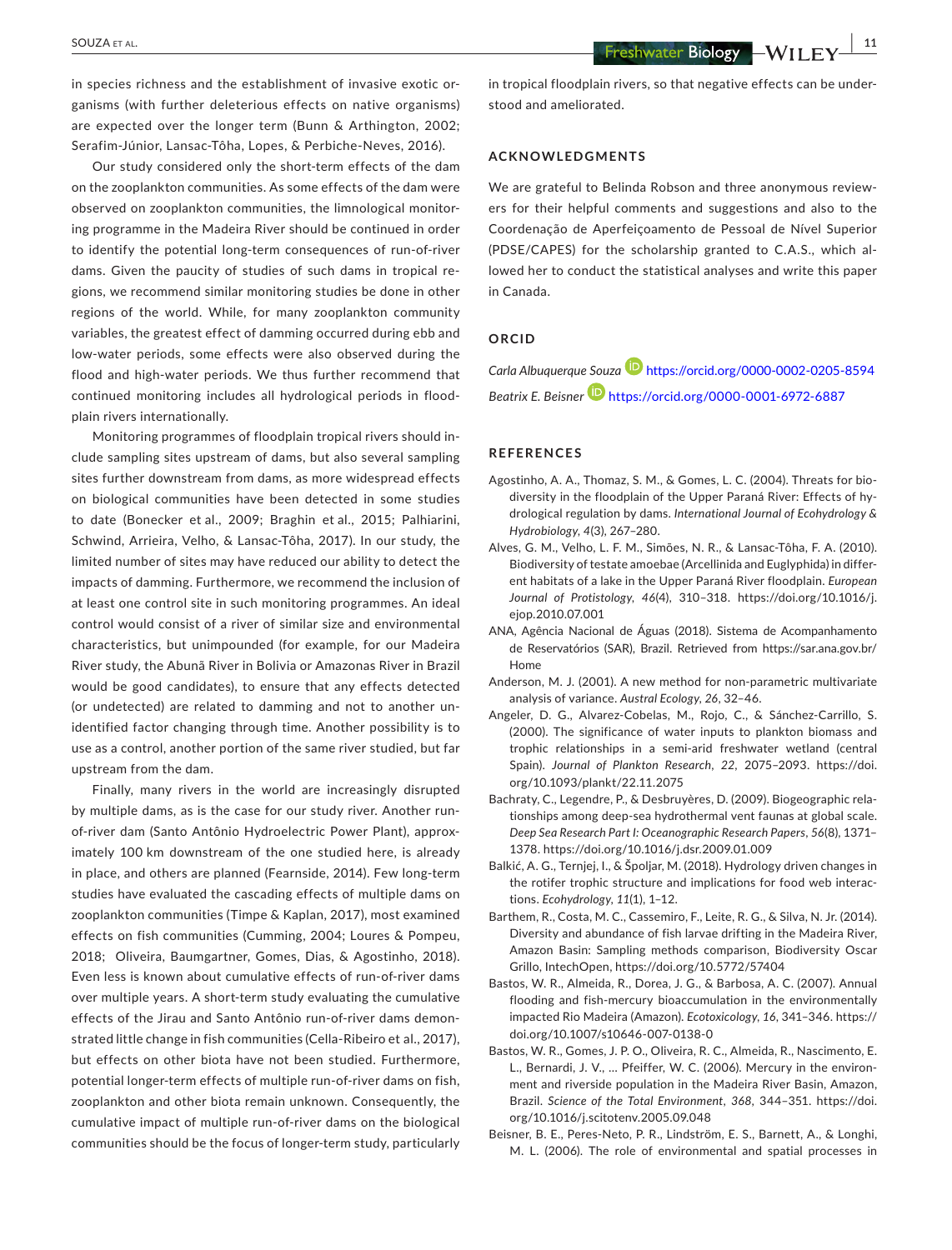in species richness and the establishment of invasive exotic organisms (with further deleterious effects on native organisms) are expected over the longer term (Bunn & Arthington, 2002; Serafim-Júnior, Lansac-Tôha, Lopes, & Perbiche-Neves, 2016).

Our study considered only the short-term effects of the dam on the zooplankton communities. As some effects of the dam were observed on zooplankton communities, the limnological monitoring programme in the Madeira River should be continued in order to identify the potential long-term consequences of run-of-river dams. Given the paucity of studies of such dams in tropical regions, we recommend similar monitoring studies be done in other regions of the world. While, for many zooplankton community variables, the greatest effect of damming occurred during ebb and low-water periods, some effects were also observed during the flood and high-water periods. We thus further recommend that continued monitoring includes all hydrological periods in floodplain rivers internationally.

Monitoring programmes of floodplain tropical rivers should include sampling sites upstream of dams, but also several sampling sites further downstream from dams, as more widespread effects on biological communities have been detected in some studies to date (Bonecker et al., 2009; Braghin et al., 2015; Palhiarini, Schwind, Arrieira, Velho, & Lansac-Tôha, 2017). In our study, the limited number of sites may have reduced our ability to detect the impacts of damming. Furthermore, we recommend the inclusion of at least one control site in such monitoring programmes. An ideal control would consist of a river of similar size and environmental characteristics, but unimpounded (for example, for our Madeira River study, the Abunã River in Bolivia or Amazonas River in Brazil would be good candidates), to ensure that any effects detected (or undetected) are related to damming and not to another unidentified factor changing through time. Another possibility is to use as a control, another portion of the same river studied, but far upstream from the dam.

Finally, many rivers in the world are increasingly disrupted by multiple dams, as is the case for our study river. Another run-of-river dam (Santo Antônio Hydroelectric Power Plant), approximately 100 km downstream of the one studied here, is already in place, and others are planned (Fearnside, 2014). Few long-term studies have evaluated the cascading effects of multiple dams on zooplankton communities (Timpe & Kaplan, 2017), most examined effects on fish communities (Cumming, 2004; Loures & Pompeu, 2018; Oliveira, Baumgartner, Gomes, Dias, & Agostinho, 2018). Even less is known about cumulative effects of run-of-river dams over multiple years. A short-term study evaluating the cumulative effects of the Jirau and Santo Antônio run-of-river dams demonstrated little change in fish communities (Cella-Ribeiro et al., 2017), but effects on other biota have not been studied. Furthermore, potential longer-term effects of multiple run-of-river dams on fish, zooplankton and other biota remain unknown. Consequently, the cumulative impact of multiple run-of-river dams on the biological communities should be the focus of longer-term study, particularly in tropical floodplain rivers, so that negative effects can be understood and ameliorated.

## ACKNOWLEDGMENTS

We are grateful to Belinda Robson and three anonymous reviewers for their helpful comments and suggestions and also to the Coordenação de Aperfeiçoamento de Pessoal de Nível Superior (PDSE/CAPES) for the scholarship granted to C.A.S., which allowed her to conduct the statistical analyses and write this paper in Canada.

## ORCID

*Carla Albuquerque Souza* https://orcid.org/0000-0002-0205-8594

*Beatrix E. Beisner* https://orcid.org/0000-0001-6972-6887

## REFERENCES

Agostinho, A. A., Thomaz, S. M., & Gomes, L. C. (2004). Threats for biodiversity in the floodplain of the Upper Paraná River: Effects of hydrological regulation by dams. *International Journal of Ecohydrology & Hydrobiology*, *4*(3), 267–280.

Alves, G. M., Velho, L. F. M., Simões, N. R., & Lansac-Tôha, F. A. (2010). Biodiversity of testate amoebae (Arcellinida and Euglyphida) in different habitats of a lake in the Upper Paraná River floodplain. *European Journal of Protistology*, *46*(4), 310–318. https://doi.org/10.1016/j.ejop.2010.07.001

ANA, Agência Nacional de Águas (2018). Sistema de Acompanhamento de Reservatórios (SAR), Brazil. Retrieved from https://sar.ana.gov.br/Home

Anderson, M. J. (2001). A new method for non-parametric multivariate analysis of variance. *Austral Ecology*, *26*, 32–46.

Angeler, D. G., Alvarez-Cobelas, M., Rojo, C., & Sánchez-Carrillo, S. (2000). The significance of water inputs to plankton biomass and trophic relationships in a semi-arid freshwater wetland (central Spain). *Journal of Plankton Research*, *22*, 2075–2093. https://doi.org/10.1093/plankt/22.11.2075

Bachraty, C., Legendre, P., & Desbruyères, D. (2009). Biogeographic relationships among deep-sea hydrothermal vent faunas at global scale. *Deep Sea Research Part I: Oceanographic Research Papers*, *56*(8), 1371–1378. https://doi.org/10.1016/j.dsr.2009.01.009

Balkić, A. G., Ternjej, I., & Špoljar, M. (2018). Hydrology driven changes in the rotifer trophic structure and implications for food web interactions. *Ecohydrology*, *11*(1), 1–12.

Barthem, R., Costa, M. C., Cassemiro, F., Leite, R. G., & Silva, N. Jr. (2014). Diversity and abundance of fish larvae drifting in the Madeira River, Amazon Basin: Sampling methods comparison, Biodiversity Oscar Grillo, IntechOpen, https://doi.org/10.5772/57404

Bastos, W. R., Almeida, R., Dorea, J. G., & Barbosa, A. C. (2007). Annual flooding and fish-mercury bioaccumulation in the environmentally impacted Rio Madeira (Amazon). *Ecotoxicology*, *16*, 341–346. https://doi.org/10.1007/s10646-007-0138-0

Bastos, W. R., Gomes, J. P. O., Oliveira, R. C., Almeida, R., Nascimento, E. L., Bernardi, J. V., … Pfeiffer, W. C. (2006). Mercury in the environment and riverside population in the Madeira River Basin, Amazon, Brazil. *Science of the Total Environment*, *368*, 344–351. https://doi.org/10.1016/j.scitotenv.2005.09.048

Beisner, B. E., Peres-Neto, P. R., Lindström, E. S., Barnett, A., & Longhi, M. L. (2006). The role of environmental and spatial processes in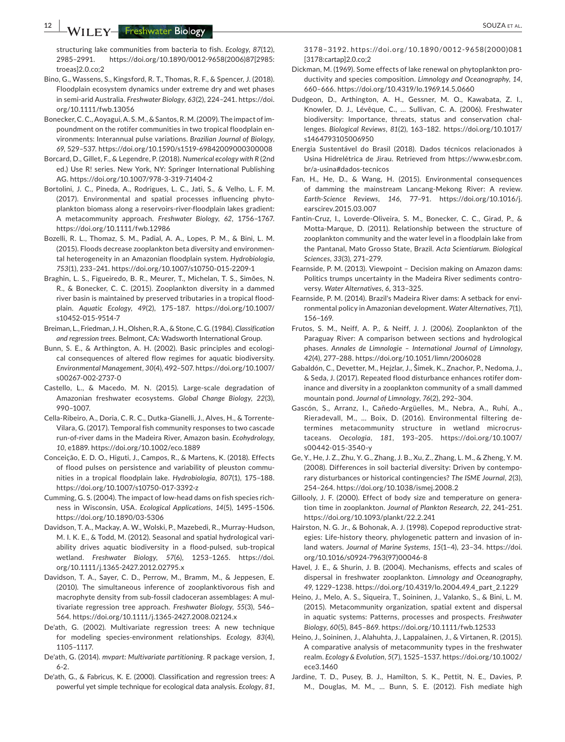structuring lake communities from bacteria to fish. *Ecology*, *87*(12), 2985–2991. https://doi.org/10.1890/0012-9658(2006)87[2985:troeas]2.0.co;2

Bino, G., Wassens, S., Kingsford, R. T., Thomas, R. F., & Spencer, J. (2018). Floodplain ecosystem dynamics under extreme dry and wet phases in semi-arid Australia. *Freshwater Biology*, *63*(2), 224–241. https://doi.org/10.1111/fwb.13056

Bonecker, C. C., Aoyagui, A. S. M., & Santos, R. M. (2009). The impact of impoundment on the rotifer communities in two tropical floodplain environments: Interannual pulse variations. *Brazilian Journal of Biology*, *69*, 529–537. https://doi.org/10.1590/s1519-69842009000300008

Borcard, D., Gillet, F., & Legendre, P. (2018). *Numerical ecology with R* (2nd ed.) Use R! series. New York, NY: Springer International Publishing AG. https://doi.org/10.1007/978-3-319-71404-2

Bortolini, J. C., Pineda, A., Rodrigues, L. C., Jati, S., & Velho, L. F. M. (2017). Environmental and spatial processes influencing phytoplankton biomass along a reservoirs-river-floodplain lakes gradient: A metacommunity approach. *Freshwater Biology*, *62*, 1756–1767. https://doi.org/10.1111/fwb.12986

Bozelli, R. L., Thomaz, S. M., Padial, A. A., Lopes, P. M., & Bini, L. M. (2015). Floods decrease zooplankton beta diversity and environmental heterogeneity in an Amazonian floodplain system. *Hydrobiologia*, *753*(1), 233–241. https://doi.org/10.1007/s10750-015-2209-1

Braghin, L. S., Figueiredo, B. R., Meurer, T., Michelan, T. S., Simões, N. R., & Bonecker, C. C. (2015). Zooplankton diversity in a dammed river basin is maintained by preserved tributaries in a tropical floodplain. *Aquatic Ecology*, *49*(2), 175–187. https://doi.org/10.1007/s10452-015-9514-7

Breiman, L., Friedman, J. H., Olshen, R. A., & Stone, C. G. (1984). *Classification and regression trees*. Belmont, CA: Wadsworth International Group.

Bunn, S. E., & Arthington, A. H. (2002). Basic principles and ecological consequences of altered flow regimes for aquatic biodiversity. *Environmental Management*, *30*(4), 492–507. https://doi.org/10.1007/s00267-002-2737-0

Castello, L., & Macedo, M. N. (2015). Large-scale degradation of Amazonian freshwater ecosystems. *Global Change Biology*, *22*(3), 990–1007.

Cella-Ribeiro, A., Doria, C. R. C., Dutka-Gianelli, J., Alves, H., & Torrente-Vilara, G. (2017). Temporal fish community responses to two cascade run-of-river dams in the Madeira River, Amazon basin. *Ecohydrology*, *10*, e1889. https://doi.org/10.1002/eco.1889

Conceição, E. D. O., Higuti, J., Campos, R., & Martens, K. (2018). Effects of flood pulses on persistence and variability of pleuston communities in a tropical floodplain lake. *Hydrobiologia*, *807*(1), 175–188. https://doi.org/10.1007/s10750-017-3392-z

Cumming, G. S. (2004). The impact of low-head dams on fish species richness in Wisconsin, USA. *Ecological Applications*, *14*(5), 1495–1506. https://doi.org/10.1890/03-5306

Davidson, T. A., Mackay, A. W., Wolski, P., Mazebedi, R., Murray-Hudson, M. I. K. E., & Todd, M. (2012). Seasonal and spatial hydrological variability drives aquatic biodiversity in a flood-pulsed, sub-tropical wetland. *Freshwater Biology*, *57*(6), 1253–1265. https://doi.org/10.1111/j.1365-2427.2012.02795.x

Davidson, T. A., Sayer, C. D., Perrow, M., Bramm, M., & Jeppesen, E. (2010). The simultaneous inference of zooplanktivorous fish and macrophyte density from sub-fossil cladoceran assemblages: A multivariate regression tree approach. *Freshwater Biology*, *55*(3), 546–564. https://doi.org/10.1111/j.1365-2427.2008.02124.x

De'ath, G. (2002). Multivariate regression trees: A new technique for modeling species-environment relationships. *Ecology*, *83*(4), 1105–1117.

De'ath, G. (2014). *mvpart: Multivariate partitioning*. R package version, *1*, 6-2.

De'ath, G., & Fabricus, K. E. (2000). Classification and regression trees: A powerful yet simple technique for ecological data analysis. *Ecology*, *81*, 3178–3192. https://doi.org/10.1890/0012-9658(2000)081[3178:cartap]2.0.co;2

Dickman, M. (1969). Some effects of lake renewal on phytoplankton productivity and species composition. *Limnology and Oceanography*, *14*, 660–666. https://doi.org/10.4319/lo.1969.14.5.0660

Dudgeon, D., Arthington, A. H., Gessner, M. O., Kawabata, Z. I., Knowler, D. J., Lévêque, C., … Sullivan, C. A. (2006). Freshwater biodiversity: Importance, threats, status and conservation challenges. *Biological Reviews*, *81*(2), 163–182. https://doi.org/10.1017/s1464793105006950

Energia Sustentável do Brasil (2018). Dados técnicos relacionados à Usina Hidrelétrica de Jirau. Retrieved from https://www.esbr.com.br/a-usina#dados-tecnicos

Fan, H., He, D., & Wang, H. (2015). Environmental consequences of damming the mainstream Lancang-Mekong River: A review. *Earth-Science Reviews*, *146*, 77–91. https://doi.org/10.1016/j.earscirev.2015.03.007

Fantin-Cruz, I., Loverde-Oliveira, S. M., Bonecker, C. C., Girad, P., & Motta-Marque, D. (2011). Relationship between the structure of zooplankton community and the water level in a floodplain lake from the Pantanal, Mato Grosso State, Brazil. *Acta Scientiarum. Biological Sciences*, *33*(3), 271–279.

Fearnside, P. M. (2013). Viewpoint – Decision making on Amazon dams: Politics trumps uncertainty in the Madeira River sediments controversy. *Water Alternatives*, *6*, 313–325.

Fearnside, P. M. (2014). Brazil's Madeira River dams: A setback for environmental policy in Amazonian development. *Water Alternatives*, *7*(1), 156–169.

Frutos, S. M., Neiff, A. P., & Neiff, J. J. (2006). Zooplankton of the Paraguay River: A comparison between sections and hydrological phases. *Annales de Limnologie – International Journal of Limnology*, *42*(4), 277–288. https://doi.org/10.1051/limn/2006028

Gabaldón, C., Devetter, M., Hejzlar, J., Šimek, K., Znachor, P., Nedoma, J., & Seda, J. (2017). Repeated flood disturbance enhances rotifer dominance and diversity in a zooplankton community of a small dammed mountain pond. *Journal of Limnology*, *76*(2), 292–304.

Gascón, S., Arranz, I., Cañedo-Argüelles, M., Nebra, A., Ruhí, A., Rieradevall, M., … Boix, D. (2016). Environmental filtering determines metacommunity structure in wetland microcrustaceans. *Oecologia*, *181*, 193–205. https://doi.org/10.1007/s00442-015-3540-y

Ge, Y., He, J. Z., Zhu, Y. G., Zhang, J. B., Xu, Z., Zhang, L. M., & Zheng, Y. M. (2008). Differences in soil bacterial diversity: Driven by contemporary disturbances or historical contingencies? *The ISME Journal*, *2*(3), 254–264. https://doi.org/10.1038/ismej.2008.2

Gillooly, J. F. (2000). Effect of body size and temperature on generation time in zooplankton. *Journal of Plankton Research*, *22*, 241–251. https://doi.org/10.1093/plankt/22.2.241

Hairston, N. G. Jr., & Bohonak, A. J. (1998). Copepod reproductive strategies: Life-history theory, phylogenetic pattern and invasion of inland waters. *Journal of Marine Systems*, *15*(1–4), 23–34. https://doi.org/10.1016/s0924-7963(97)00046-8

Havel, J. E., & Shurin, J. B. (2004). Mechanisms, effects and scales of dispersal in freshwater zooplankton. *Limnology and Oceanography*, *49*, 1229–1238. https://doi.org/10.4319/lo.2004.49.4_part_2.1229

Heino, J., Melo, A. S., Siqueira, T., Soininen, J., Valanko, S., & Bini, L. M. (2015). Metacommunity organization, spatial extent and dispersal in aquatic systems: Patterns, processes and prospects. *Freshwater Biology*, *60*(5), 845–869. https://doi.org/10.1111/fwb.12533

Heino, J., Soininen, J., Alahuhta, J., Lappalainen, J., & Virtanen, R. (2015). A comparative analysis of metacommunity types in the freshwater realm. *Ecology & Evolution*, *5*(7), 1525–1537. https://doi.org/10.1002/ece3.1460

Jardine, T. D., Pusey, B. J., Hamilton, S. K., Pettit, N. E., Davies, P. M., Douglas, M. M., … Bunn, S. E. (2012). Fish mediate high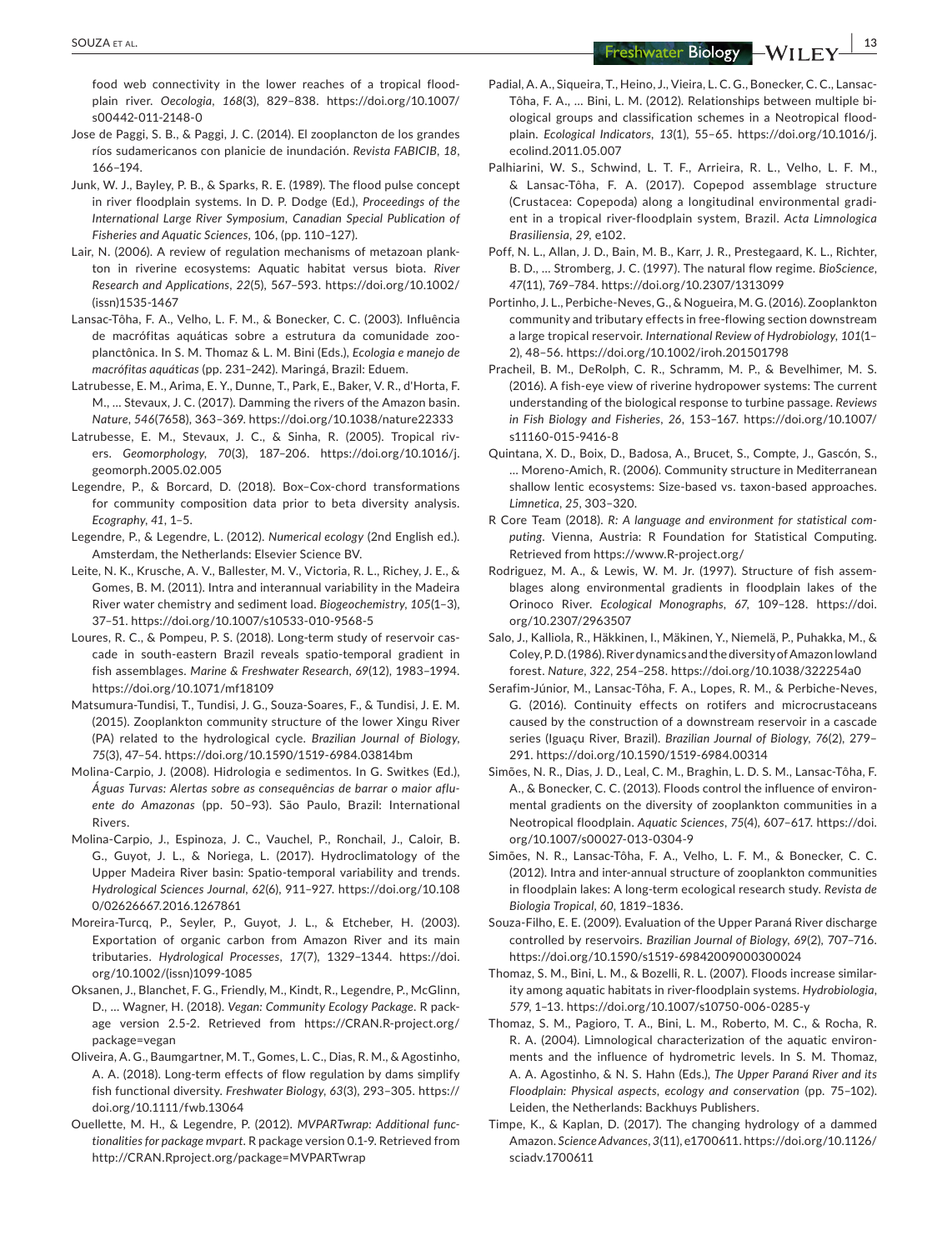food web connectivity in the lower reaches of a tropical floodplain river. *Oecologia*, *168*(3), 829–838. https://doi.org/10.1007/s00442-011-2148-0

Jose de Paggi, S. B., & Paggi, J. C. (2014). El zooplancton de los grandes ríos sudamericanos con planicie de inundación. *Revista FABICIB*, *18*, 166–194.

Junk, W. J., Bayley, P. B., & Sparks, R. E. (1989). The flood pulse concept in river floodplain systems. In D. P. Dodge (Ed.), *Proceedings of the International Large River Symposium, Canadian Special Publication of Fisheries and Aquatic Sciences*, 106, (pp. 110–127).

Lair, N. (2006). A review of regulation mechanisms of metazoan plankton in riverine ecosystems: Aquatic habitat versus biota. *River Research and Applications*, *22*(5), 567–593. https://doi.org/10.1002/(issn)1535-1467

Lansac-Tôha, F. A., Velho, L. F. M., & Bonecker, C. C. (2003). Influência de macrófitas aquáticas sobre a estrutura da comunidade zooplanctônica. In S. M. Thomaz & L. M. Bini (Eds.), *Ecologia e manejo de macrófitas aquáticas* (pp. 231–242). Maringá, Brazil: Eduem.

Latrubesse, E. M., Arima, E. Y., Dunne, T., Park, E., Baker, V. R., d'Horta, F. M., … Stevaux, J. C. (2017). Damming the rivers of the Amazon basin. *Nature*, *546*(7658), 363–369. https://doi.org/10.1038/nature22333

Latrubesse, E. M., Stevaux, J. C., & Sinha, R. (2005). Tropical rivers. *Geomorphology*, *70*(3), 187–206. https://doi.org/10.1016/j.geomorph.2005.02.005

Legendre, P., & Borcard, D. (2018). Box–Cox-chord transformations for community composition data prior to beta diversity analysis. *Ecography*, *41*, 1–5.

Legendre, P., & Legendre, L. (2012). *Numerical ecology* (2nd English ed.). Amsterdam, the Netherlands: Elsevier Science BV.

Leite, N. K., Krusche, A. V., Ballester, M. V., Victoria, R. L., Richey, J. E., & Gomes, B. M. (2011). Intra and interannual variability in the Madeira River water chemistry and sediment load. *Biogeochemistry*, *105*(1–3), 37–51. https://doi.org/10.1007/s10533-010-9568-5

Loures, R. C., & Pompeu, P. S. (2018). Long-term study of reservoir cascade in south-eastern Brazil reveals spatio-temporal gradient in fish assemblages. *Marine & Freshwater Research*, *69*(12), 1983–1994. https://doi.org/10.1071/mf18109

Matsumura-Tundisi, T., Tundisi, J. G., Souza-Soares, F., & Tundisi, J. E. M. (2015). Zooplankton community structure of the lower Xingu River (PA) related to the hydrological cycle. *Brazilian Journal of Biology*, *75*(3), 47–54. https://doi.org/10.1590/1519-6984.03814bm

Molina-Carpio, J. (2008). Hidrologia e sedimentos. In G. Switkes (Ed.), *Águas Turvas: Alertas sobre as consequências de barrar o maior afluente do Amazonas* (pp. 50–93). São Paulo, Brazil: International Rivers.

Molina-Carpio, J., Espinoza, J. C., Vauchel, P., Ronchail, J., Caloir, B. G., Guyot, J. L., & Noriega, L. (2017). Hydroclimatology of the Upper Madeira River basin: Spatio-temporal variability and trends. *Hydrological Sciences Journal*, *62*(6), 911–927. https://doi.org/10.1080/02626667.2016.1267861

Moreira-Turcq, P., Seyler, P., Guyot, J. L., & Etcheber, H. (2003). Exportation of organic carbon from Amazon River and its main tributaries. *Hydrological Processes*, *17*(7), 1329–1344. https://doi.org/10.1002/(issn)1099-1085

Oksanen, J., Blanchet, F. G., Friendly, M., Kindt, R., Legendre, P., McGlinn, D., … Wagner, H. (2018). *Vegan: Community Ecology Package*. R package version 2.5-2. Retrieved from https://CRAN.R-project.org/package=vegan

Oliveira, A. G., Baumgartner, M. T., Gomes, L. C., Dias, R. M., & Agostinho, A. A. (2018). Long-term effects of flow regulation by dams simplify fish functional diversity. *Freshwater Biology*, *63*(3), 293–305. https://doi.org/10.1111/fwb.13064

Ouellette, M. H., & Legendre, P. (2012). *MVPARTwrap: Additional functionalities for package mvpart*. R package version 0.1-9. Retrieved from http://CRAN.Rproject.org/package=MVPARTwrap

Padial, A. A., Siqueira, T., Heino, J., Vieira, L. C. G., Bonecker, C. C., Lansac-Tôha, F. A., … Bini, L. M. (2012). Relationships between multiple biological groups and classification schemes in a Neotropical floodplain. *Ecological Indicators*, *13*(1), 55–65. https://doi.org/10.1016/j.ecolind.2011.05.007

Palhiarini, W. S., Schwind, L. T. F., Arrieira, R. L., Velho, L. F. M., & Lansac-Tôha, F. A. (2017). Copepod assemblage structure (Crustacea: Copepoda) along a longitudinal environmental gradient in a tropical river-floodplain system, Brazil. *Acta Limnologica Brasiliensia*, *29*, e102.

Poff, N. L., Allan, J. D., Bain, M. B., Karr, J. R., Prestegaard, K. L., Richter, B. D., … Stromberg, J. C. (1997). The natural flow regime. *BioScience*, *47*(11), 769–784. https://doi.org/10.2307/1313099

Portinho, J. L., Perbiche-Neves, G., & Nogueira, M. G. (2016). Zooplankton community and tributary effects in free-flowing section downstream a large tropical reservoir. *International Review of Hydrobiology*, *101*(1–2), 48–56. https://doi.org/10.1002/iroh.201501798

Pracheil, B. M., DeRolph, C. R., Schramm, M. P., & Bevelhimer, M. S. (2016). A fish-eye view of riverine hydropower systems: The current understanding of the biological response to turbine passage. *Reviews in Fish Biology and Fisheries*, *26*, 153–167. https://doi.org/10.1007/s11160-015-9416-8

Quintana, X. D., Boix, D., Badosa, A., Brucet, S., Compte, J., Gascón, S., … Moreno-Amich, R. (2006). Community structure in Mediterranean shallow lentic ecosystems: Size-based vs. taxon-based approaches. *Limnetica*, *25*, 303–320.

R Core Team (2018). *R: A language and environment for statistical computing*. Vienna, Austria: R Foundation for Statistical Computing. Retrieved from https://www.R-project.org/

Rodriguez, M. A., & Lewis, W. M. Jr. (1997). Structure of fish assemblages along environmental gradients in floodplain lakes of the Orinoco River. *Ecological Monographs*, *67*, 109–128. https://doi.org/10.2307/2963507

Salo, J., Kalliola, R., Häkkinen, I., Mäkinen, Y., Niemelä, P., Puhakka, M., & Coley, P. D. (1986). River dynamics and the diversity of Amazon lowland forest. *Nature*, *322*, 254–258. https://doi.org/10.1038/322254a0

Serafim-Júnior, M., Lansac-Tôha, F. A., Lopes, R. M., & Perbiche-Neves, G. (2016). Continuity effects on rotifers and microcrustaceans caused by the construction of a downstream reservoir in a cascade series (Iguaçu River, Brazil). *Brazilian Journal of Biology*, *76*(2), 279–291. https://doi.org/10.1590/1519-6984.00314

Simões, N. R., Dias, J. D., Leal, C. M., Braghin, L. D. S. M., Lansac-Tôha, F. A., & Bonecker, C. C. (2013). Floods control the influence of environmental gradients on the diversity of zooplankton communities in a Neotropical floodplain. *Aquatic Sciences*, *75*(4), 607–617. https://doi.org/10.1007/s00027-013-0304-9

Simões, N. R., Lansac-Tôha, F. A., Velho, L. F. M., & Bonecker, C. C. (2012). Intra and inter-annual structure of zooplankton communities in floodplain lakes: A long-term ecological research study. *Revista de Biologia Tropical*, *60*, 1819–1836.

Souza-Filho, E. E. (2009). Evaluation of the Upper Paraná River discharge controlled by reservoirs. *Brazilian Journal of Biology*, *69*(2), 707–716. https://doi.org/10.1590/s1519-69842009000300024

Thomaz, S. M., Bini, L. M., & Bozelli, R. L. (2007). Floods increase similarity among aquatic habitats in river-floodplain systems. *Hydrobiologia*, *579*, 1–13. https://doi.org/10.1007/s10750-006-0285-y

Thomaz, S. M., Pagioro, T. A., Bini, L. M., Roberto, M. C., & Rocha, R. R. A. (2004). Limnological characterization of the aquatic environments and the influence of hydrometric levels. In S. M. Thomaz, A. A. Agostinho, & N. S. Hahn (Eds.), *The Upper Paraná River and its Floodplain: Physical aspects, ecology and conservation* (pp. 75–102). Leiden, the Netherlands: Backhuys Publishers.

Timpe, K., & Kaplan, D. (2017). The changing hydrology of a dammed Amazon. *Science Advances*, *3*(11), e1700611. https://doi.org/10.1126/sciadv.1700611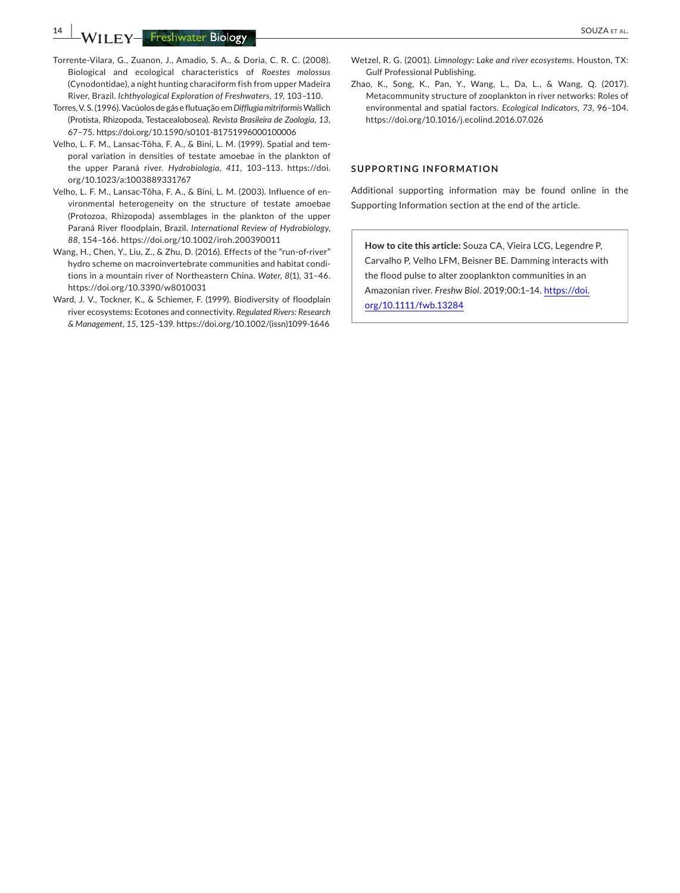Torrente-Vilara, G., Zuanon, J., Amadio, S. A., & Doria, C. R. C. (2008). Biological and ecological characteristics of *Roestes molossus* (Cynodontidae), a night hunting characiform fish from upper Madeira River, Brazil. *Ichthyological Exploration of Freshwaters*, *19*, 103–110.

Torres, V. S. (1996). Vacúolos de gás e flutuação em *Difflugia mitriformis* Wallich (Protista, Rhizopoda, Testacealobosea). *Revista Brasileira de Zoologia*, *13*, 67–75. https://doi.org/10.1590/s0101-81751996000100006

Velho, L. F. M., Lansac-Tôha, F. A., & Bini, L. M. (1999). Spatial and temporal variation in densities of testate amoebae in the plankton of the upper Paraná river. *Hydrobiologia*, *411*, 103–113. https://doi.org/10.1023/a:1003889331767

Velho, L. F. M., Lansac-Tôha, F. A., & Bini, L. M. (2003). Influence of environmental heterogeneity on the structure of testate amoebae (Protozoa, Rhizopoda) assemblages in the plankton of the upper Paraná River floodplain, Brazil. *International Review of Hydrobiology*, *88*, 154–166. https://doi.org/10.1002/iroh.200390011

Wang, H., Chen, Y., Liu, Z., & Zhu, D. (2016). Effects of the "run-of-river" hydro scheme on macroinvertebrate communities and habitat conditions in a mountain river of Northeastern China. *Water*, *8*(1), 31–46. https://doi.org/10.3390/w8010031

Ward, J. V., Tockner, K., & Schiemer, F. (1999). Biodiversity of floodplain river ecosystems: Ecotones and connectivity. *Regulated Rivers: Research & Management*, *15*, 125–139. https://doi.org/10.1002/(issn)1099-1646

Wetzel, R. G. (2001). *Limnology: Lake and river ecosystems*. Houston, TX: Gulf Professional Publishing.

Zhao, K., Song, K., Pan, Y., Wang, L., Da, L., & Wang, Q. (2017). Metacommunity structure of zooplankton in river networks: Roles of environmental and spatial factors. *Ecological Indicators*, *73*, 96–104. https://doi.org/10.1016/j.ecolind.2016.07.026

## SUPPORTING INFORMATION

Additional supporting information may be found online in the Supporting Information section at the end of the article.

**How to cite this article:** Souza CA, Vieira LCG, Legendre P, Carvalho P, Velho LFM, Beisner BE. Damming interacts with the flood pulse to alter zooplankton communities in an Amazonian river. *Freshw Biol*. 2019;00:1–14. https://doi.org/10.1111/fwb.13284